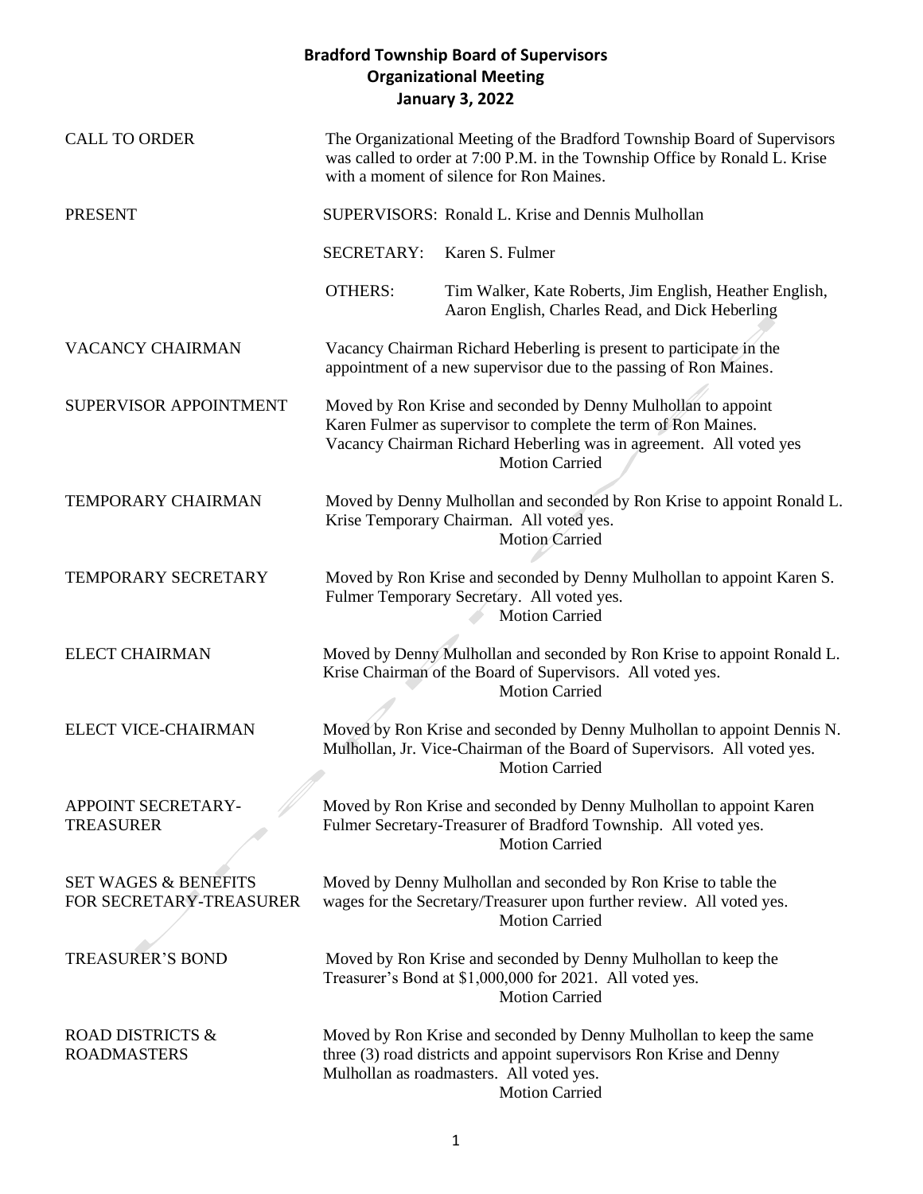# Bradford Township Board of Supervisors
## Organizational Meeting
### January 3, 2022

**CALL TO ORDER**
The Organizational Meeting of the Bradford Township Board of Supervisors was called to order at 7:00 P.M. in the Township Office by Ronald L. Krise with a moment of silence for Ron Maines.

**PRESENT**
SUPERVISORS: Ronald L. Krise and Dennis Mulhollan

SECRETARY: Karen S. Fulmer

OTHERS: Tim Walker, Kate Roberts, Jim English, Heather English, Aaron English, Charles Read, and Dick Heberling

**VACANCY CHAIRMAN**
Vacancy Chairman Richard Heberling is present to participate in the appointment of a new supervisor due to the passing of Ron Maines.

**SUPERVISOR APPOINTMENT**
Moved by Ron Krise and seconded by Denny Mulhollan to appoint Karen Fulmer as supervisor to complete the term of Ron Maines. Vacancy Chairman Richard Heberling was in agreement. All voted yes
Motion Carried

**TEMPORARY CHAIRMAN**
Moved by Denny Mulhollan and seconded by Ron Krise to appoint Ronald L. Krise Temporary Chairman. All voted yes.
Motion Carried

**TEMPORARY SECRETARY**
Moved by Ron Krise and seconded by Denny Mulhollan to appoint Karen S. Fulmer Temporary Secretary. All voted yes.
Motion Carried

**ELECT CHAIRMAN**
Moved by Denny Mulhollan and seconded by Ron Krise to appoint Ronald L. Krise Chairman of the Board of Supervisors. All voted yes.
Motion Carried

**ELECT VICE-CHAIRMAN**
Moved by Ron Krise and seconded by Denny Mulhollan to appoint Dennis N. Mulhollan, Jr. Vice-Chairman of the Board of Supervisors. All voted yes.
Motion Carried

**APPOINT SECRETARY-TREASURER**
Moved by Ron Krise and seconded by Denny Mulhollan to appoint Karen Fulmer Secretary-Treasurer of Bradford Township. All voted yes.
Motion Carried

**SET WAGES & BENEFITS FOR SECRETARY-TREASURER**
Moved by Denny Mulhollan and seconded by Ron Krise to table the wages for the Secretary/Treasurer upon further review. All voted yes.
Motion Carried

**TREASURER'S BOND**
Moved by Ron Krise and seconded by Denny Mulhollan to keep the Treasurer's Bond at $1,000,000 for 2021. All voted yes.
Motion Carried

**ROAD DISTRICTS & ROADMASTERS**
Moved by Ron Krise and seconded by Denny Mulhollan to keep the same three (3) road districts and appoint supervisors Ron Krise and Denny Mulhollan as roadmasters. All voted yes.
Motion Carried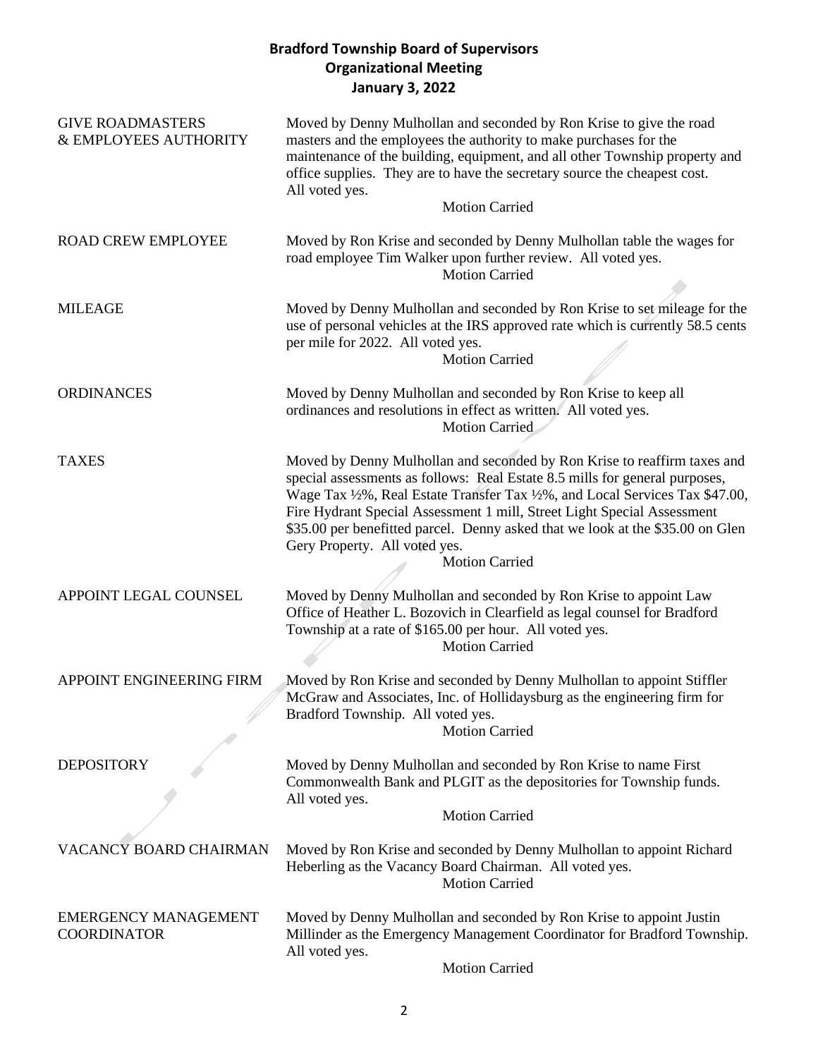**Bradford Township Board of Supervisors**
**Organizational Meeting**
**January 3, 2022**

**GIVE ROADMASTERS & EMPLOYEES AUTHORITY**

Moved by Denny Mulhollan and seconded by Ron Krise to give the road masters and the employees the authority to make purchases for the maintenance of the building, equipment, and all other Township property and office supplies. They are to have the secretary source the cheapest cost. All voted yes.

Motion Carried

**ROAD CREW EMPLOYEE**

Moved by Ron Krise and seconded by Denny Mulhollan table the wages for road employee Tim Walker upon further review. All voted yes.

Motion Carried

**MILEAGE**

Moved by Denny Mulhollan and seconded by Ron Krise to set mileage for the use of personal vehicles at the IRS approved rate which is currently 58.5 cents per mile for 2022. All voted yes.

Motion Carried

**ORDINANCES**

Moved by Denny Mulhollan and seconded by Ron Krise to keep all ordinances and resolutions in effect as written. All voted yes.

Motion Carried

**TAXES**

Moved by Denny Mulhollan and seconded by Ron Krise to reaffirm taxes and special assessments as follows: Real Estate 8.5 mills for general purposes, Wage Tax ½%, Real Estate Transfer Tax ½%, and Local Services Tax $47.00, Fire Hydrant Special Assessment 1 mill, Street Light Special Assessment $35.00 per benefitted parcel. Denny asked that we look at the $35.00 on Glen Gery Property. All voted yes.

Motion Carried

**APPOINT LEGAL COUNSEL**

Moved by Denny Mulhollan and seconded by Ron Krise to appoint Law Office of Heather L. Bozovich in Clearfield as legal counsel for Bradford Township at a rate of $165.00 per hour. All voted yes.

Motion Carried

**APPOINT ENGINEERING FIRM**

Moved by Ron Krise and seconded by Denny Mulhollan to appoint Stiffler McGraw and Associates, Inc. of Hollidaysburg as the engineering firm for Bradford Township. All voted yes.

Motion Carried

**DEPOSITORY**

Moved by Denny Mulhollan and seconded by Ron Krise to name First Commonwealth Bank and PLGIT as the depositories for Township funds. All voted yes.

Motion Carried

**VACANCY BOARD CHAIRMAN**

Moved by Ron Krise and seconded by Denny Mulhollan to appoint Richard Heberling as the Vacancy Board Chairman. All voted yes.

Motion Carried

**EMERGENCY MANAGEMENT COORDINATOR**

Moved by Denny Mulhollan and seconded by Ron Krise to appoint Justin Millinder as the Emergency Management Coordinator for Bradford Township. All voted yes.

Motion Carried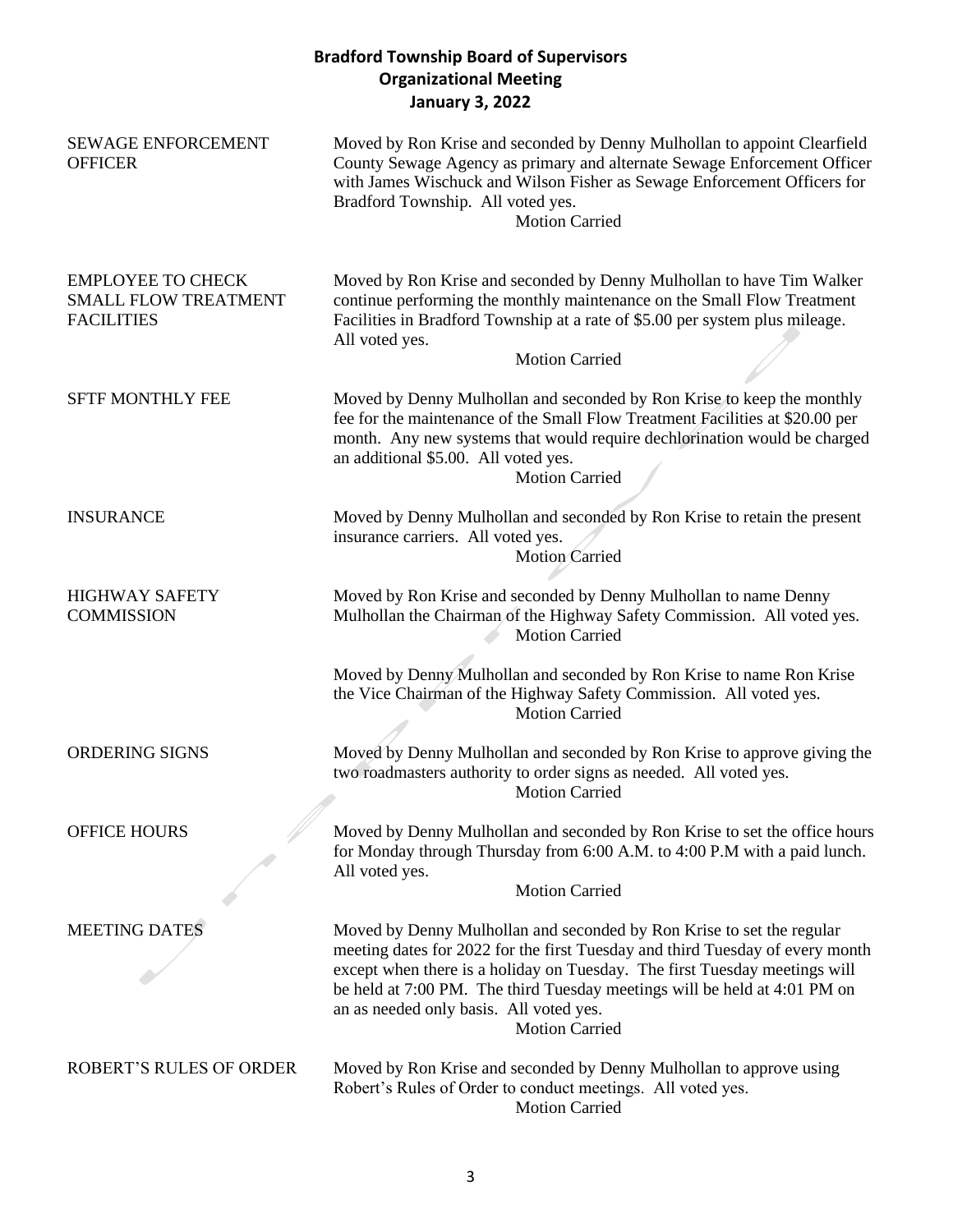**Bradford Township Board of Supervisors**
**Organizational Meeting**
**January 3, 2022**

| | |
|---|---|
| SEWAGE ENFORCEMENT OFFICER | Moved by Ron Krise and seconded by Denny Mulhollan to appoint Clearfield County Sewage Agency as primary and alternate Sewage Enforcement Officer with James Wischuck and Wilson Fisher as Sewage Enforcement Officers for Bradford Township. All voted yes. Motion Carried |
| EMPLOYEE TO CHECK SMALL FLOW TREATMENT FACILITIES | Moved by Ron Krise and seconded by Denny Mulhollan to have Tim Walker continue performing the monthly maintenance on the Small Flow Treatment Facilities in Bradford Township at a rate of $5.00 per system plus mileage. All voted yes. Motion Carried |
| SFTF MONTHLY FEE | Moved by Denny Mulhollan and seconded by Ron Krise to keep the monthly fee for the maintenance of the Small Flow Treatment Facilities at $20.00 per month. Any new systems that would require dechlorination would be charged an additional $5.00. All voted yes. Motion Carried |
| INSURANCE | Moved by Denny Mulhollan and seconded by Ron Krise to retain the present insurance carriers. All voted yes. Motion Carried |
| HIGHWAY SAFETY COMMISSION | Moved by Ron Krise and seconded by Denny Mulhollan to name Denny Mulhollan the Chairman of the Highway Safety Commission. All voted yes. Motion Carried |
| | Moved by Denny Mulhollan and seconded by Ron Krise to name Ron Krise the Vice Chairman of the Highway Safety Commission. All voted yes. Motion Carried |
| ORDERING SIGNS | Moved by Denny Mulhollan and seconded by Ron Krise to approve giving the two roadmasters authority to order signs as needed. All voted yes. Motion Carried |
| OFFICE HOURS | Moved by Denny Mulhollan and seconded by Ron Krise to set the office hours for Monday through Thursday from 6:00 A.M. to 4:00 P.M with a paid lunch. All voted yes. Motion Carried |
| MEETING DATES | Moved by Denny Mulhollan and seconded by Ron Krise to set the regular meeting dates for 2022 for the first Tuesday and third Tuesday of every month except when there is a holiday on Tuesday. The first Tuesday meetings will be held at 7:00 PM. The third Tuesday meetings will be held at 4:01 PM on an as needed only basis. All voted yes. Motion Carried |
| ROBERT'S RULES OF ORDER | Moved by Ron Krise and seconded by Denny Mulhollan to approve using Robert's Rules of Order to conduct meetings. All voted yes. Motion Carried |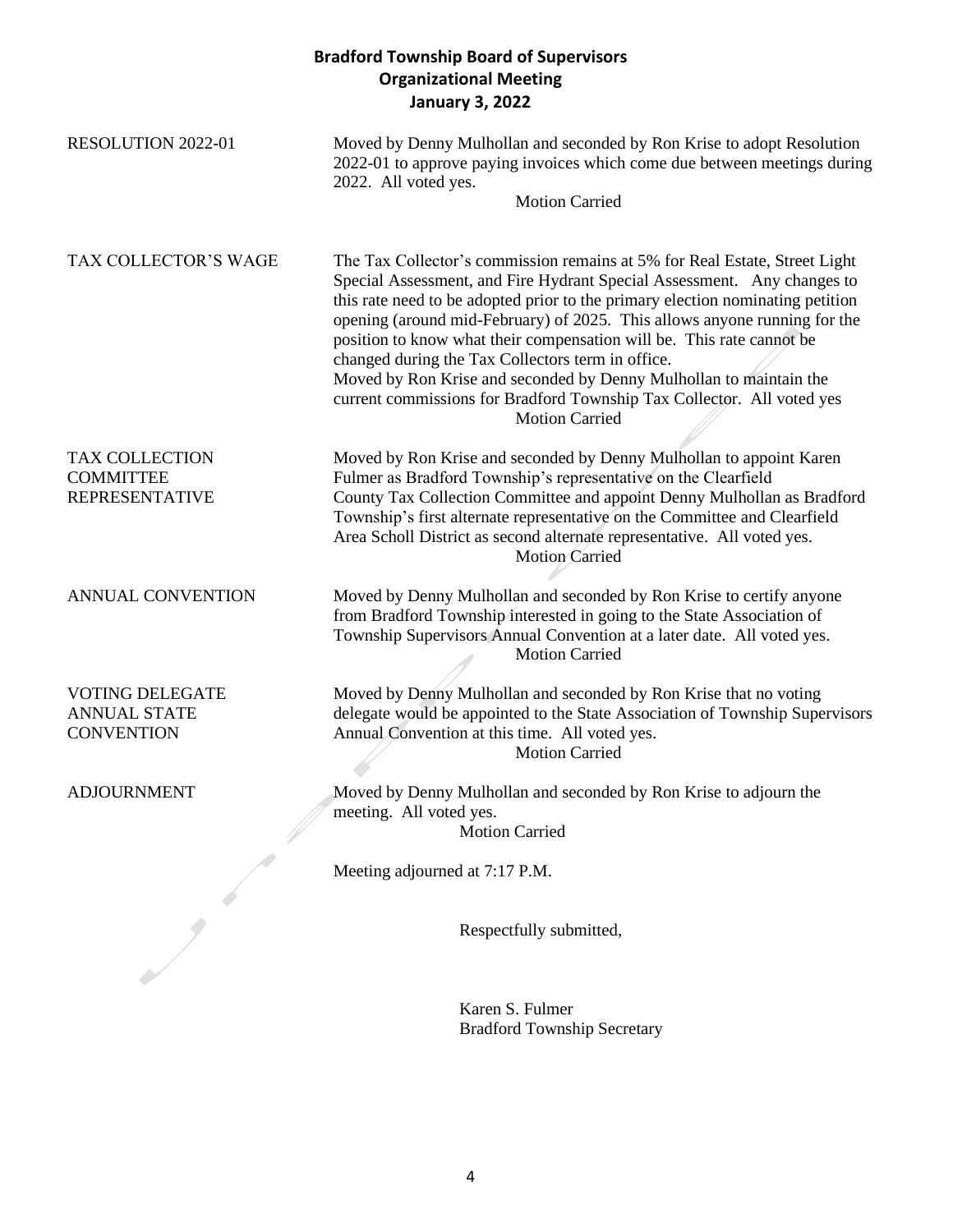**Bradford Township Board of Supervisors**
**Organizational Meeting**
**January 3, 2022**

| | |
|---|---|
| RESOLUTION 2022-01 | Moved by Denny Mulhollan and seconded by Ron Krise to adopt Resolution 2022-01 to approve paying invoices which come due between meetings during 2022. All voted yes. Motion Carried |
| TAX COLLECTOR'S WAGE | The Tax Collector's commission remains at 5% for Real Estate, Street Light Special Assessment, and Fire Hydrant Special Assessment. Any changes to this rate need to be adopted prior to the primary election nominating petition opening (around mid-February) of 2025. This allows anyone running for the position to know what their compensation will be. This rate cannot be changed during the Tax Collectors term in office. Moved by Ron Krise and seconded by Denny Mulhollan to maintain the current commissions for Bradford Township Tax Collector. All voted yes Motion Carried |
| TAX COLLECTION COMMITTEE REPRESENTATIVE | Moved by Ron Krise and seconded by Denny Mulhollan to appoint Karen Fulmer as Bradford Township's representative on the Clearfield County Tax Collection Committee and appoint Denny Mulhollan as Bradford Township's first alternate representative on the Committee and Clearfield Area Scholl District as second alternate representative. All voted yes. Motion Carried |
| ANNUAL CONVENTION | Moved by Denny Mulhollan and seconded by Ron Krise to certify anyone from Bradford Township interested in going to the State Association of Township Supervisors Annual Convention at a later date. All voted yes. Motion Carried |
| VOTING DELEGATE ANNUAL STATE CONVENTION | Moved by Denny Mulhollan and seconded by Ron Krise that no voting delegate would be appointed to the State Association of Township Supervisors Annual Convention at this time. All voted yes. Motion Carried |
| ADJOURNMENT | Moved by Denny Mulhollan and seconded by Ron Krise to adjourn the meeting. All voted yes. Motion Carried |

Meeting adjourned at 7:17 P.M.

Respectfully submitted,

Karen S. Fulmer
Bradford Township Secretary